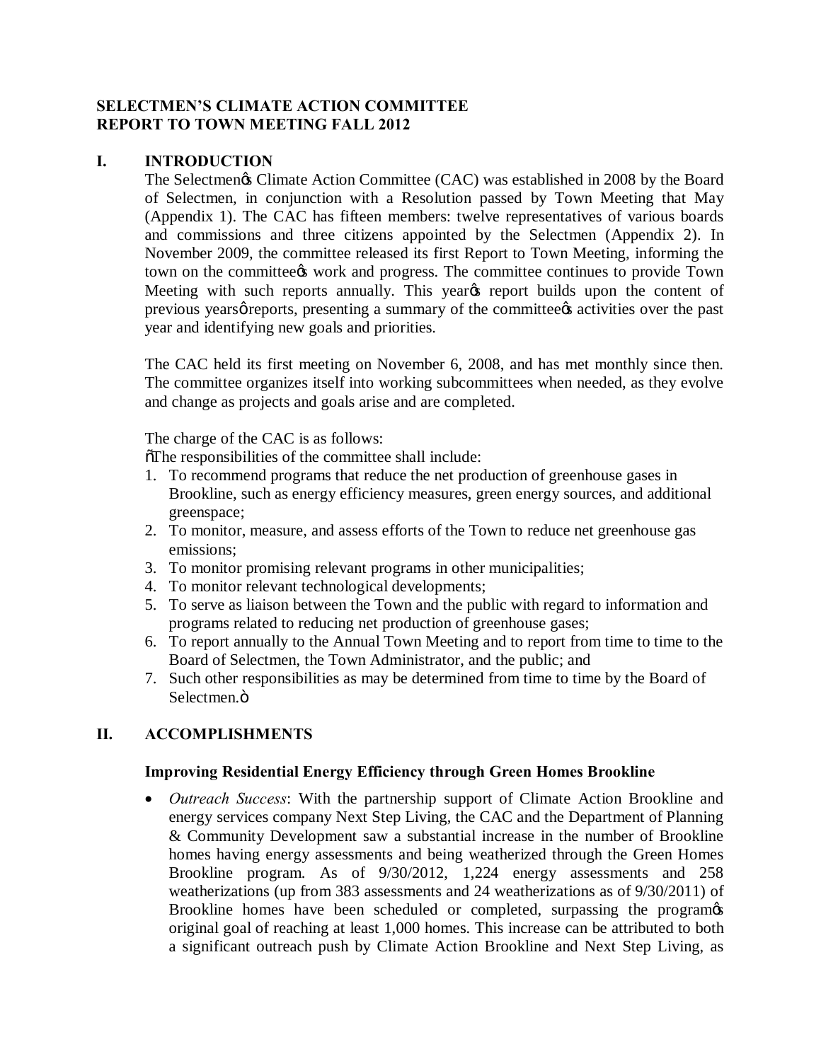**SELECTMEN'S CLIMATE ACTION COMMITTEE**
**REPORT TO TOWN MEETING FALL 2012**

## I. INTRODUCTION

The Selectmen's Climate Action Committee (CAC) was established in 2008 by the Board of Selectmen, in conjunction with a Resolution passed by Town Meeting that May (Appendix 1). The CAC has fifteen members: twelve representatives of various boards and commissions and three citizens appointed by the Selectmen (Appendix 2). In November 2009, the committee released its first Report to Town Meeting, informing the town on the committee's work and progress. The committee continues to provide Town Meeting with such reports annually. This year's report builds upon the content of previous years' reports, presenting a summary of the committee's activities over the past year and identifying new goals and priorities.

The CAC held its first meeting on November 6, 2008, and has met monthly since then. The committee organizes itself into working subcommittees when needed, as they evolve and change as projects and goals arise and are completed.

The charge of the CAC is as follows:

"The responsibilities of the committee shall include:

1. To recommend programs that reduce the net production of greenhouse gases in Brookline, such as energy efficiency measures, green energy sources, and additional greenspace;
2. To monitor, measure, and assess efforts of the Town to reduce net greenhouse gas emissions;
3. To monitor promising relevant programs in other municipalities;
4. To monitor relevant technological developments;
5. To serve as liaison between the Town and the public with regard to information and programs related to reducing net production of greenhouse gases;
6. To report annually to the Annual Town Meeting and to report from time to time to the Board of Selectmen, the Town Administrator, and the public; and
7. Such other responsibilities as may be determined from time to time by the Board of Selectmen."

## II. ACCOMPLISHMENTS

### Improving Residential Energy Efficiency through Green Homes Brookline

- *Outreach Success*: With the partnership support of Climate Action Brookline and energy services company Next Step Living, the CAC and the Department of Planning & Community Development saw a substantial increase in the number of Brookline homes having energy assessments and being weatherized through the Green Homes Brookline program. As of 9/30/2012, 1,224 energy assessments and 258 weatherizations (up from 383 assessments and 24 weatherizations as of 9/30/2011) of Brookline homes have been scheduled or completed, surpassing the program's original goal of reaching at least 1,000 homes. This increase can be attributed to both a significant outreach push by Climate Action Brookline and Next Step Living, as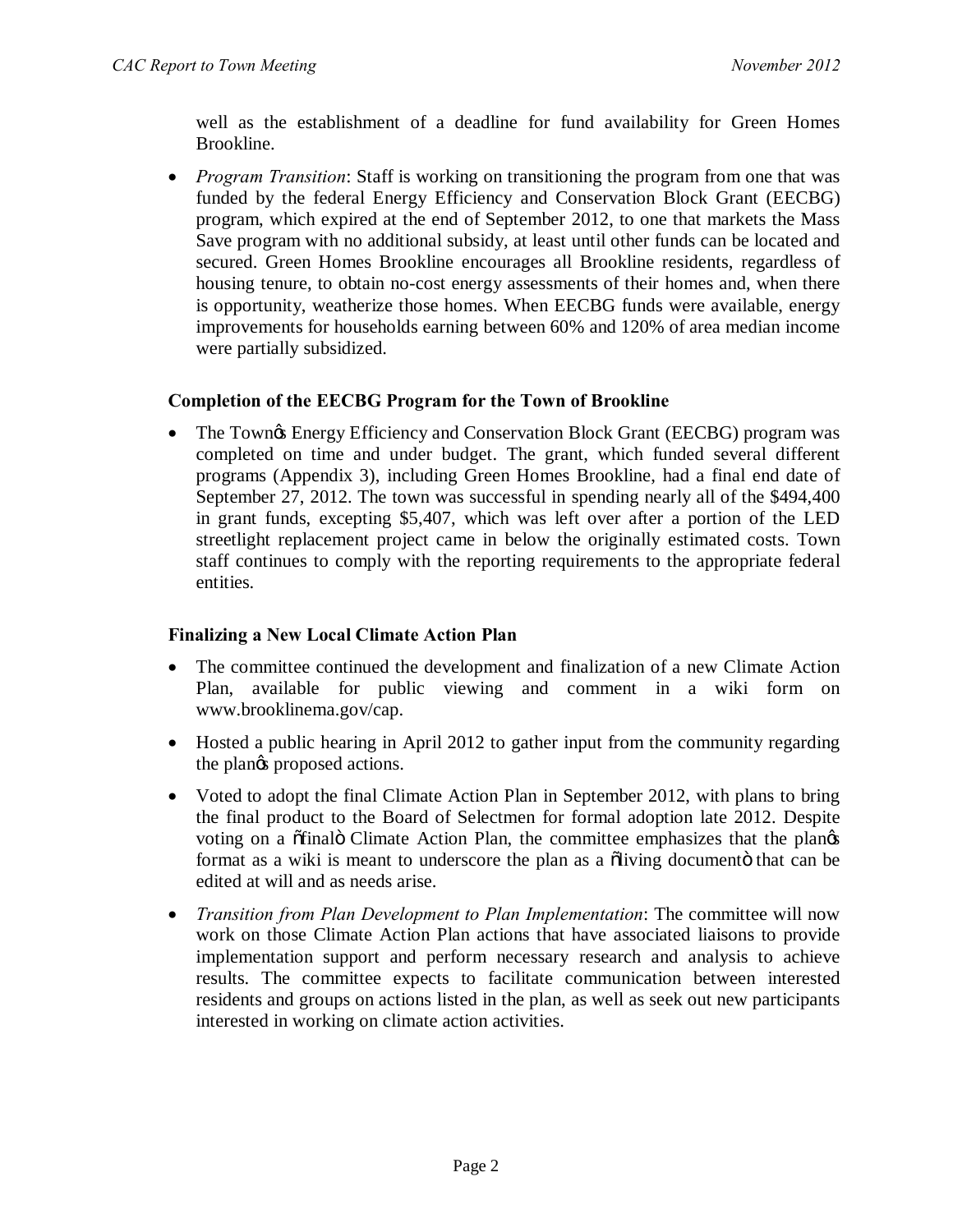well as the establishment of a deadline for fund availability for Green Homes Brookline.

- *Program Transition*: Staff is working on transitioning the program from one that was funded by the federal Energy Efficiency and Conservation Block Grant (EECBG) program, which expired at the end of September 2012, to one that markets the Mass Save program with no additional subsidy, at least until other funds can be located and secured. Green Homes Brookline encourages all Brookline residents, regardless of housing tenure, to obtain no-cost energy assessments of their homes and, when there is opportunity, weatherize those homes. When EECBG funds were available, energy improvements for households earning between 60% and 120% of area median income were partially subsidized.

**Completion of the EECBG Program for the Town of Brookline**

- The Town's Energy Efficiency and Conservation Block Grant (EECBG) program was completed on time and under budget. The grant, which funded several different programs (Appendix 3), including Green Homes Brookline, had a final end date of September 27, 2012. The town was successful in spending nearly all of the $494,400 in grant funds, excepting $5,407, which was left over after a portion of the LED streetlight replacement project came in below the originally estimated costs. Town staff continues to comply with the reporting requirements to the appropriate federal entities.

**Finalizing a New Local Climate Action Plan**

- The committee continued the development and finalization of a new Climate Action Plan, available for public viewing and comment in a wiki form on www.brooklinema.gov/cap.
- Hosted a public hearing in April 2012 to gather input from the community regarding the plan's proposed actions.
- Voted to adopt the final Climate Action Plan in September 2012, with plans to bring the final product to the Board of Selectmen for formal adoption late 2012. Despite voting on a "final" Climate Action Plan, the committee emphasizes that the plan's format as a wiki is meant to underscore the plan as a "living document" that can be edited at will and as needs arise.
- *Transition from Plan Development to Plan Implementation*: The committee will now work on those Climate Action Plan actions that have associated liaisons to provide implementation support and perform necessary research and analysis to achieve results. The committee expects to facilitate communication between interested residents and groups on actions listed in the plan, as well as seek out new participants interested in working on climate action activities.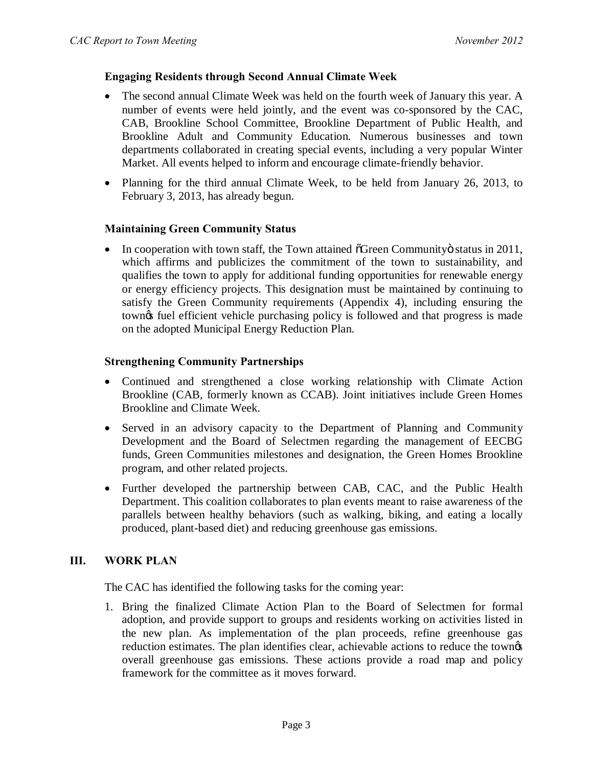**Engaging Residents through Second Annual Climate Week**

- The second annual Climate Week was held on the fourth week of January this year. A number of events were held jointly, and the event was co-sponsored by the CAC, CAB, Brookline School Committee, Brookline Department of Public Health, and Brookline Adult and Community Education. Numerous businesses and town departments collaborated in creating special events, including a very popular Winter Market. All events helped to inform and encourage climate-friendly behavior.
- Planning for the third annual Climate Week, to be held from January 26, 2013, to February 3, 2013, has already begun.

**Maintaining Green Community Status**

- In cooperation with town staff, the Town attained "Green Community" status in 2011, which affirms and publicizes the commitment of the town to sustainability, and qualifies the town to apply for additional funding opportunities for renewable energy or energy efficiency projects. This designation must be maintained by continuing to satisfy the Green Community requirements (Appendix 4), including ensuring the town's fuel efficient vehicle purchasing policy is followed and that progress is made on the adopted Municipal Energy Reduction Plan.

**Strengthening Community Partnerships**

- Continued and strengthened a close working relationship with Climate Action Brookline (CAB, formerly known as CCAB). Joint initiatives include Green Homes Brookline and Climate Week.
- Served in an advisory capacity to the Department of Planning and Community Development and the Board of Selectmen regarding the management of EECBG funds, Green Communities milestones and designation, the Green Homes Brookline program, and other related projects.
- Further developed the partnership between CAB, CAC, and the Public Health Department. This coalition collaborates to plan events meant to raise awareness of the parallels between healthy behaviors (such as walking, biking, and eating a locally produced, plant-based diet) and reducing greenhouse gas emissions.

## III. WORK PLAN

The CAC has identified the following tasks for the coming year:

1. Bring the finalized Climate Action Plan to the Board of Selectmen for formal adoption, and provide support to groups and residents working on activities listed in the new plan. As implementation of the plan proceeds, refine greenhouse gas reduction estimates. The plan identifies clear, achievable actions to reduce the town's overall greenhouse gas emissions. These actions provide a road map and policy framework for the committee as it moves forward.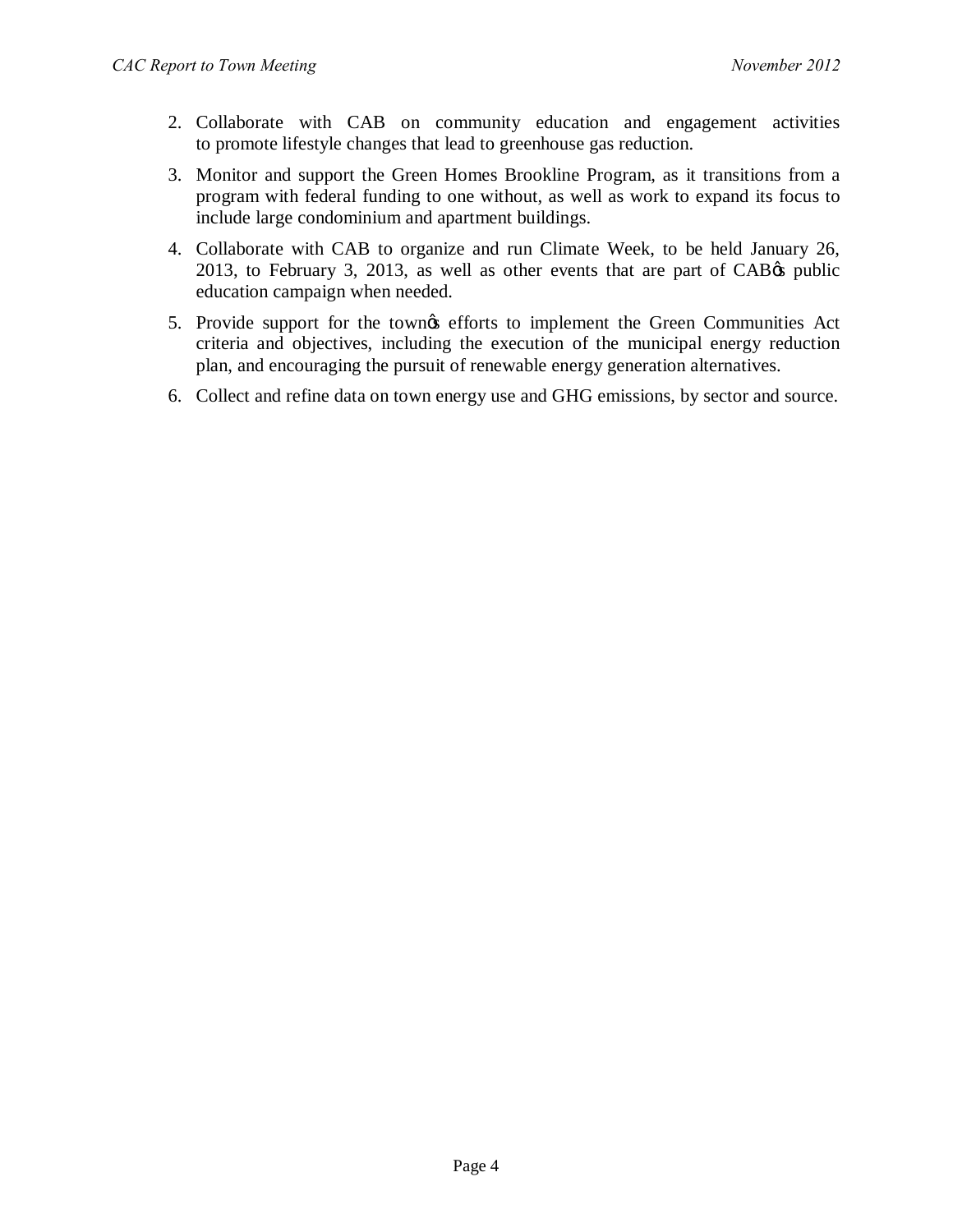2. Collaborate with CAB on community education and engagement activities to promote lifestyle changes that lead to greenhouse gas reduction.
3. Monitor and support the Green Homes Brookline Program, as it transitions from a program with federal funding to one without, as well as work to expand its focus to include large condominium and apartment buildings.
4. Collaborate with CAB to organize and run Climate Week, to be held January 26, 2013, to February 3, 2013, as well as other events that are part of CAB's public education campaign when needed.
5. Provide support for the town's efforts to implement the Green Communities Act criteria and objectives, including the execution of the municipal energy reduction plan, and encouraging the pursuit of renewable energy generation alternatives.
6. Collect and refine data on town energy use and GHG emissions, by sector and source.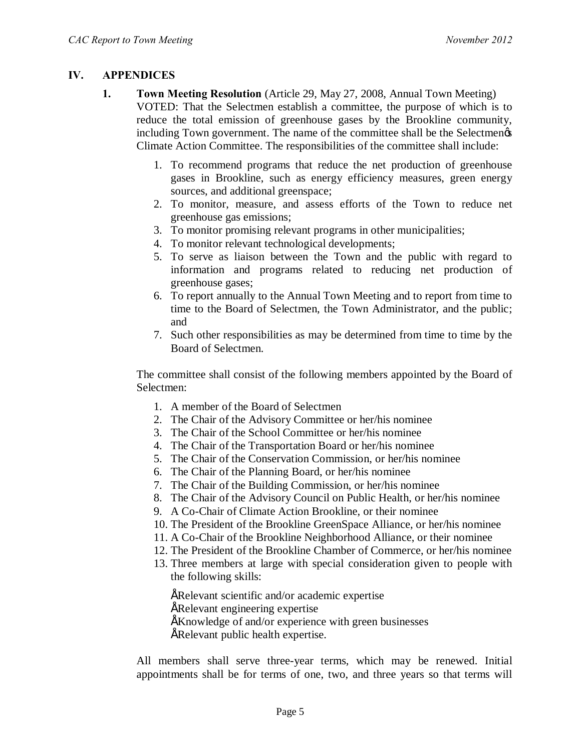## IV. APPENDICES

**1. Town Meeting Resolution** (Article 29, May 27, 2008, Annual Town Meeting)

VOTED: That the Selectmen establish a committee, the purpose of which is to reduce the total emission of greenhouse gases by the Brookline community, including Town government. The name of the committee shall be the Selectmen's Climate Action Committee. The responsibilities of the committee shall include:

1. To recommend programs that reduce the net production of greenhouse gases in Brookline, such as energy efficiency measures, green energy sources, and additional greenspace;
2. To monitor, measure, and assess efforts of the Town to reduce net greenhouse gas emissions;
3. To monitor promising relevant programs in other municipalities;
4. To monitor relevant technological developments;
5. To serve as liaison between the Town and the public with regard to information and programs related to reducing net production of greenhouse gases;
6. To report annually to the Annual Town Meeting and to report from time to time to the Board of Selectmen, the Town Administrator, and the public; and
7. Such other responsibilities as may be determined from time to time by the Board of Selectmen.

The committee shall consist of the following members appointed by the Board of Selectmen:

1. A member of the Board of Selectmen
2. The Chair of the Advisory Committee or her/his nominee
3. The Chair of the School Committee or her/his nominee
4. The Chair of the Transportation Board or her/his nominee
5. The Chair of the Conservation Commission, or her/his nominee
6. The Chair of the Planning Board, or her/his nominee
7. The Chair of the Building Commission, or her/his nominee
8. The Chair of the Advisory Council on Public Health, or her/his nominee
9. A Co-Chair of Climate Action Brookline, or their nominee
10. The President of the Brookline GreenSpace Alliance, or her/his nominee
11. A Co-Chair of the Brookline Neighborhood Alliance, or their nominee
12. The President of the Brookline Chamber of Commerce, or her/his nominee
13. Three members at large with special consideration given to people with the following skills:

    - Relevant scientific and/or academic expertise
    - Relevant engineering expertise
    - Knowledge of and/or experience with green businesses
    - Relevant public health expertise.

All members shall serve three-year terms, which may be renewed. Initial appointments shall be for terms of one, two, and three years so that terms will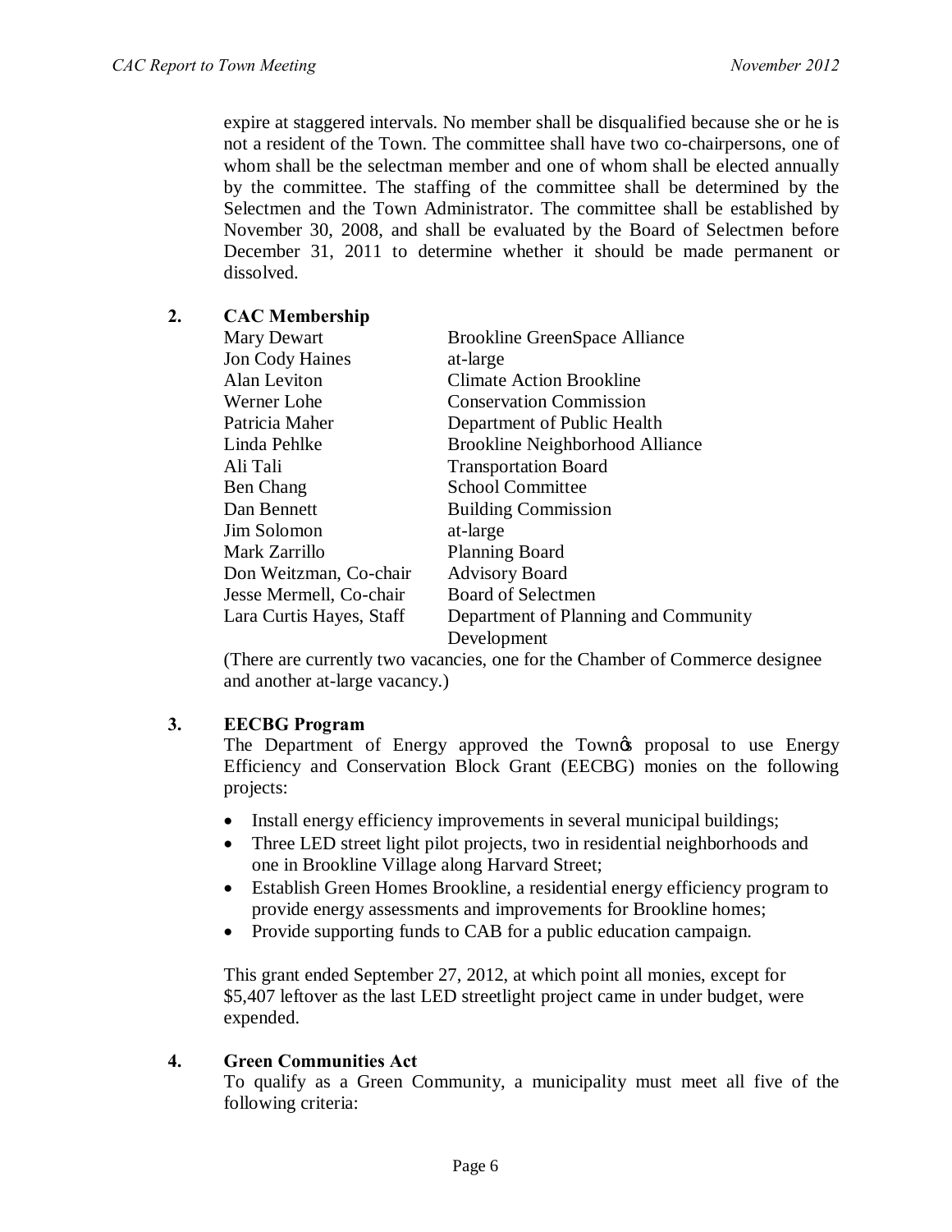expire at staggered intervals. No member shall be disqualified because she or he is not a resident of the Town. The committee shall have two co-chairpersons, one of whom shall be the selectman member and one of whom shall be elected annually by the committee. The staffing of the committee shall be determined by the Selectmen and the Town Administrator. The committee shall be established by November 30, 2008, and shall be evaluated by the Board of Selectmen before December 31, 2011 to determine whether it should be made permanent or dissolved.

## 2. CAC Membership

| | |
|---|---|
| Mary Dewart | Brookline GreenSpace Alliance |
| Jon Cody Haines | at-large |
| Alan Leviton | Climate Action Brookline |
| Werner Lohe | Conservation Commission |
| Patricia Maher | Department of Public Health |
| Linda Pehlke | Brookline Neighborhood Alliance |
| Ali Tali | Transportation Board |
| Ben Chang | School Committee |
| Dan Bennett | Building Commission |
| Jim Solomon | at-large |
| Mark Zarrillo | Planning Board |
| Don Weitzman, Co-chair | Advisory Board |
| Jesse Mermell, Co-chair | Board of Selectmen |
| Lara Curtis Hayes, Staff | Department of Planning and Community Development |

(There are currently two vacancies, one for the Chamber of Commerce designee and another at-large vacancy.)

## 3. EECBG Program

The Department of Energy approved the Town's proposal to use Energy Efficiency and Conservation Block Grant (EECBG) monies on the following projects:

- Install energy efficiency improvements in several municipal buildings;
- Three LED street light pilot projects, two in residential neighborhoods and one in Brookline Village along Harvard Street;
- Establish Green Homes Brookline, a residential energy efficiency program to provide energy assessments and improvements for Brookline homes;
- Provide supporting funds to CAB for a public education campaign.

This grant ended September 27, 2012, at which point all monies, except for $5,407 leftover as the last LED streetlight project came in under budget, were expended.

## 4. Green Communities Act

To qualify as a Green Community, a municipality must meet all five of the following criteria: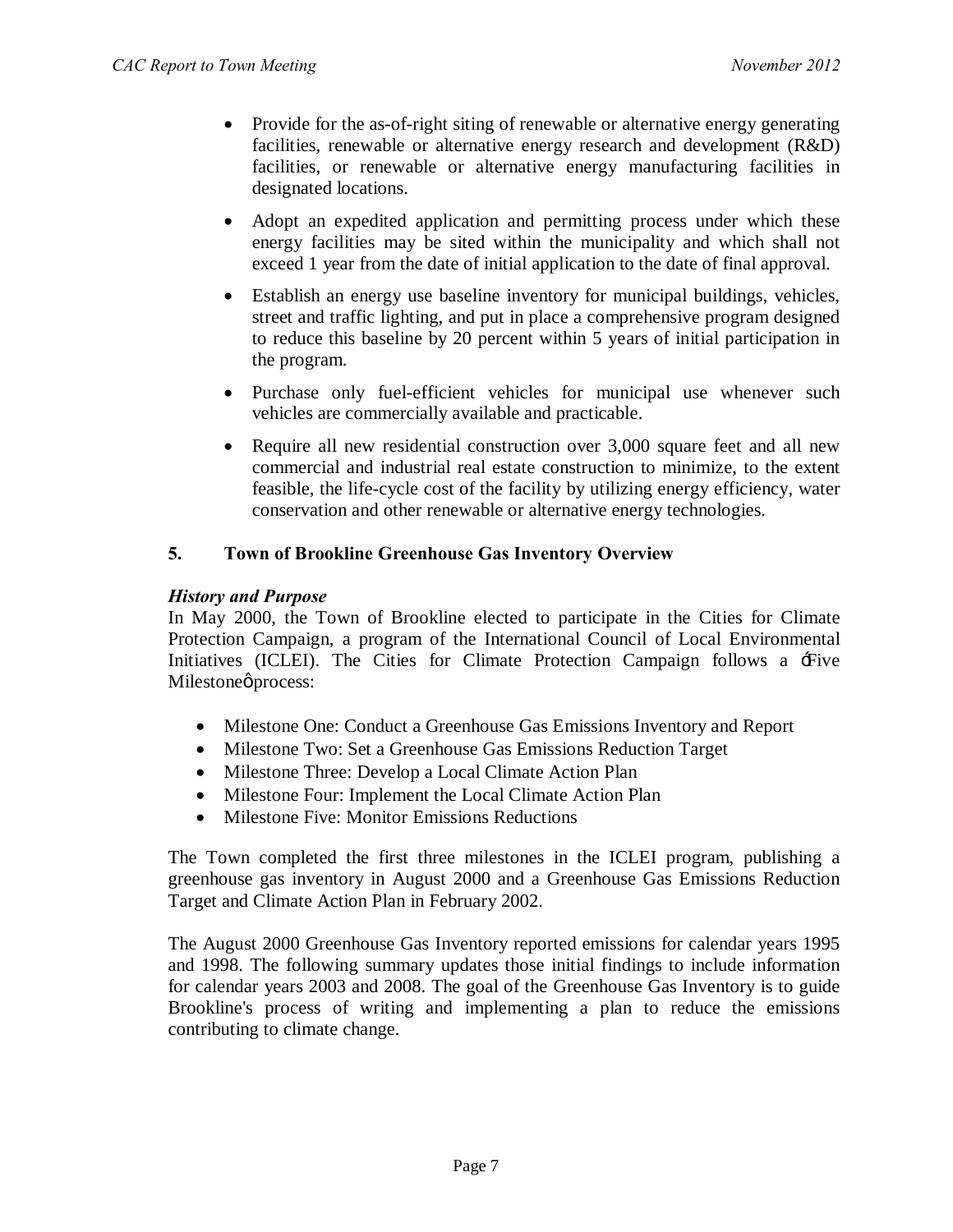- Provide for the as-of-right siting of renewable or alternative energy generating facilities, renewable or alternative energy research and development (R&D) facilities, or renewable or alternative energy manufacturing facilities in designated locations.
- Adopt an expedited application and permitting process under which these energy facilities may be sited within the municipality and which shall not exceed 1 year from the date of initial application to the date of final approval.
- Establish an energy use baseline inventory for municipal buildings, vehicles, street and traffic lighting, and put in place a comprehensive program designed to reduce this baseline by 20 percent within 5 years of initial participation in the program.
- Purchase only fuel-efficient vehicles for municipal use whenever such vehicles are commercially available and practicable.
- Require all new residential construction over 3,000 square feet and all new commercial and industrial real estate construction to minimize, to the extent feasible, the life-cycle cost of the facility by utilizing energy efficiency, water conservation and other renewable or alternative energy technologies.

## 5. Town of Brookline Greenhouse Gas Inventory Overview

### *History and Purpose*

In May 2000, the Town of Brookline elected to participate in the Cities for Climate Protection Campaign, a program of the International Council of Local Environmental Initiatives (ICLEI). The Cities for Climate Protection Campaign follows a "Five Milestone" process:

- Milestone One: Conduct a Greenhouse Gas Emissions Inventory and Report
- Milestone Two: Set a Greenhouse Gas Emissions Reduction Target
- Milestone Three: Develop a Local Climate Action Plan
- Milestone Four: Implement the Local Climate Action Plan
- Milestone Five: Monitor Emissions Reductions

The Town completed the first three milestones in the ICLEI program, publishing a greenhouse gas inventory in August 2000 and a Greenhouse Gas Emissions Reduction Target and Climate Action Plan in February 2002.

The August 2000 Greenhouse Gas Inventory reported emissions for calendar years 1995 and 1998. The following summary updates those initial findings to include information for calendar years 2003 and 2008. The goal of the Greenhouse Gas Inventory is to guide Brookline's process of writing and implementing a plan to reduce the emissions contributing to climate change.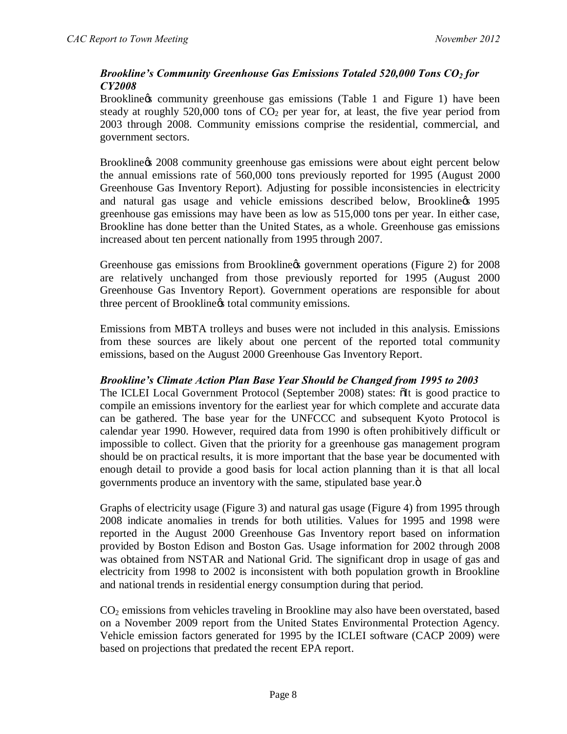### *Brookline's Community Greenhouse Gas Emissions Totaled 520,000 Tons $CO_2$ for CY2008*

Brookline's community greenhouse gas emissions (Table 1 and Figure 1) have been steady at roughly 520,000 tons of $CO_2$ per year for, at least, the five year period from 2003 through 2008. Community emissions comprise the residential, commercial, and government sectors.

Brookline's 2008 community greenhouse gas emissions were about eight percent below the annual emissions rate of 560,000 tons previously reported for 1995 (August 2000 Greenhouse Gas Inventory Report). Adjusting for possible inconsistencies in electricity and natural gas usage and vehicle emissions described below, Brookline's 1995 greenhouse gas emissions may have been as low as 515,000 tons per year. In either case, Brookline has done better than the United States, as a whole. Greenhouse gas emissions increased about ten percent nationally from 1995 through 2007.

Greenhouse gas emissions from Brookline's government operations (Figure 2) for 2008 are relatively unchanged from those previously reported for 1995 (August 2000 Greenhouse Gas Inventory Report). Government operations are responsible for about three percent of Brookline's total community emissions.

Emissions from MBTA trolleys and buses were not included in this analysis. Emissions from these sources are likely about one percent of the reported total community emissions, based on the August 2000 Greenhouse Gas Inventory Report.

### *Brookline's Climate Action Plan Base Year Should be Changed from 1995 to 2003*

The ICLEI Local Government Protocol (September 2008) states: "It is good practice to compile an emissions inventory for the earliest year for which complete and accurate data can be gathered. The base year for the UNFCCC and subsequent Kyoto Protocol is calendar year 1990. However, required data from 1990 is often prohibitively difficult or impossible to collect. Given that the priority for a greenhouse gas management program should be on practical results, it is more important that the base year be documented with enough detail to provide a good basis for local action planning than it is that all local governments produce an inventory with the same, stipulated base year."

Graphs of electricity usage (Figure 3) and natural gas usage (Figure 4) from 1995 through 2008 indicate anomalies in trends for both utilities. Values for 1995 and 1998 were reported in the August 2000 Greenhouse Gas Inventory report based on information provided by Boston Edison and Boston Gas. Usage information for 2002 through 2008 was obtained from NSTAR and National Grid. The significant drop in usage of gas and electricity from 1998 to 2002 is inconsistent with both population growth in Brookline and national trends in residential energy consumption during that period.

$CO_2$ emissions from vehicles traveling in Brookline may also have been overstated, based on a November 2009 report from the United States Environmental Protection Agency. Vehicle emission factors generated for 1995 by the ICLEI software (CACP 2009) were based on projections that predated the recent EPA report.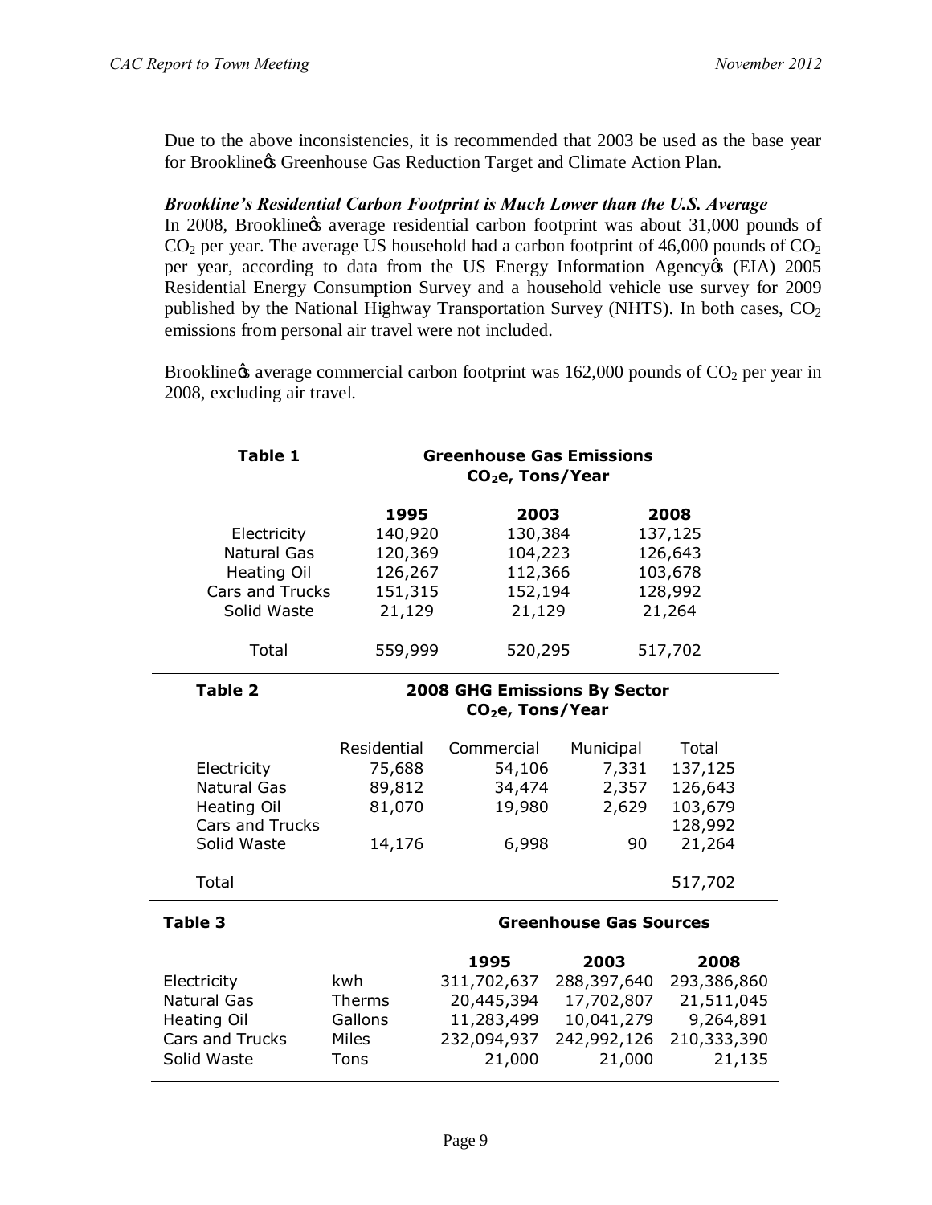Due to the above inconsistencies, it is recommended that 2003 be used as the base year for Brookline's Greenhouse Gas Reduction Target and Climate Action Plan.

***Brookline's Residential Carbon Footprint is Much Lower than the U.S. Average***

In 2008, Brookline's average residential carbon footprint was about 31,000 pounds of $CO_2$ per year. The average US household had a carbon footprint of 46,000 pounds of $CO_2$ per year, according to data from the US Energy Information Agency's (EIA) 2005 Residential Energy Consumption Survey and a household vehicle use survey for 2009 published by the National Highway Transportation Survey (NHTS). In both cases, $CO_2$ emissions from personal air travel were not included.

Brookline's average commercial carbon footprint was 162,000 pounds of $CO_2$ per year in 2008, excluding air travel.

**Table 1** — **Greenhouse Gas Emissions $CO_2e$, Tons/Year**

| | 1995 | 2003 | 2008 |
|---|---|---|---|
| Electricity | 140,920 | 130,384 | 137,125 |
| Natural Gas | 120,369 | 104,223 | 126,643 |
| Heating Oil | 126,267 | 112,366 | 103,678 |
| Cars and Trucks | 151,315 | 152,194 | 128,992 |
| Solid Waste | 21,129 | 21,129 | 21,264 |
| Total | 559,999 | 520,295 | 517,702 |

**Table 2** — **2008 GHG Emissions By Sector $CO_2e$, Tons/Year**

| | Residential | Commercial | Municipal | Total |
|---|---|---|---|---|
| Electricity | 75,688 | 54,106 | 7,331 | 137,125 |
| Natural Gas | 89,812 | 34,474 | 2,357 | 126,643 |
| Heating Oil | 81,070 | 19,980 | 2,629 | 103,679 |
| Cars and Trucks | | | | 128,992 |
| Solid Waste | 14,176 | 6,998 | 90 | 21,264 |
| Total | | | | 517,702 |

**Table 3** — **Greenhouse Gas Sources**

| | | 1995 | 2003 | 2008 |
|---|---|---|---|---|
| Electricity | kwh | 311,702,637 | 288,397,640 | 293,386,860 |
| Natural Gas | Therms | 20,445,394 | 17,702,807 | 21,511,045 |
| Heating Oil | Gallons | 11,283,499 | 10,041,279 | 9,264,891 |
| Cars and Trucks | Miles | 232,094,937 | 242,992,126 | 210,333,390 |
| Solid Waste | Tons | 21,000 | 21,000 | 21,135 |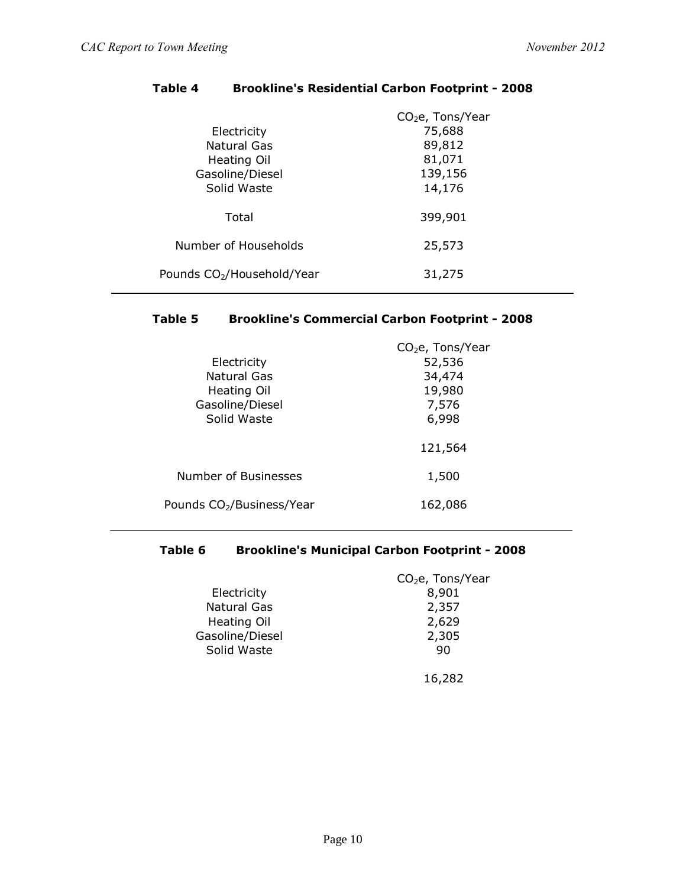### Table 4 Brookline's Residential Carbon Footprint - 2008

| | $CO_2e$, Tons/Year |
|---|---|
| Electricity | 75,688 |
| Natural Gas | 89,812 |
| Heating Oil | 81,071 |
| Gasoline/Diesel | 139,156 |
| Solid Waste | 14,176 |
| Total | 399,901 |
| Number of Households | 25,573 |
| Pounds $CO_2$/Household/Year | 31,275 |

### Table 5 Brookline's Commercial Carbon Footprint - 2008

| | $CO_2e$, Tons/Year |
|---|---|
| Electricity | 52,536 |
| Natural Gas | 34,474 |
| Heating Oil | 19,980 |
| Gasoline/Diesel | 7,576 |
| Solid Waste | 6,998 |
| | 121,564 |
| Number of Businesses | 1,500 |
| Pounds $CO_2$/Business/Year | 162,086 |

### Table 6 Brookline's Municipal Carbon Footprint - 2008

| | $CO_2e$, Tons/Year |
|---|---|
| Electricity | 8,901 |
| Natural Gas | 2,357 |
| Heating Oil | 2,629 |
| Gasoline/Diesel | 2,305 |
| Solid Waste | 90 |
| | 16,282 |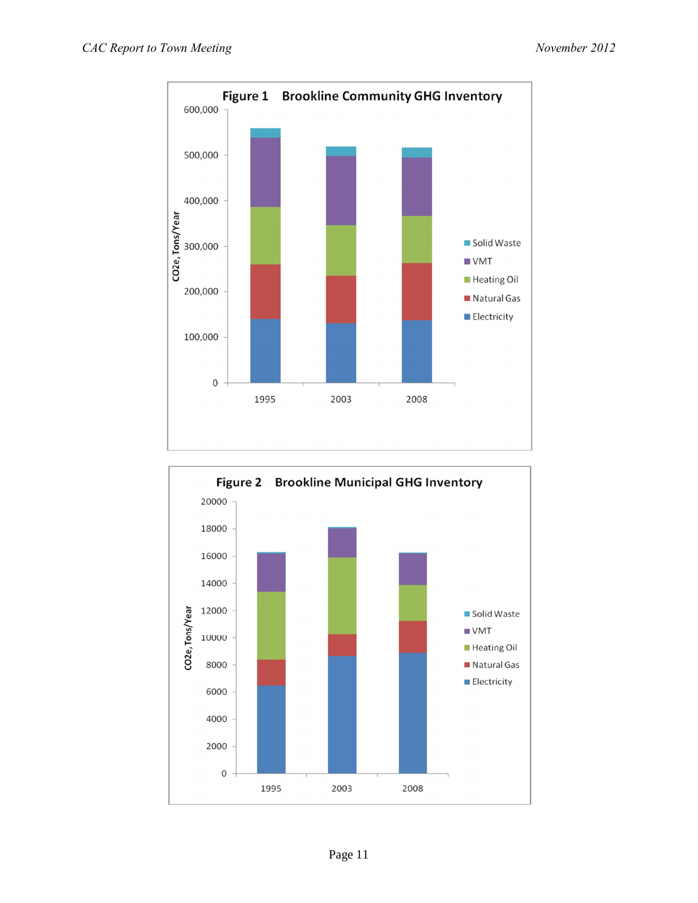**Figure 1 Brookline Community GHG Inventory**

**Figure 2 Brookline Municipal GHG Inventory**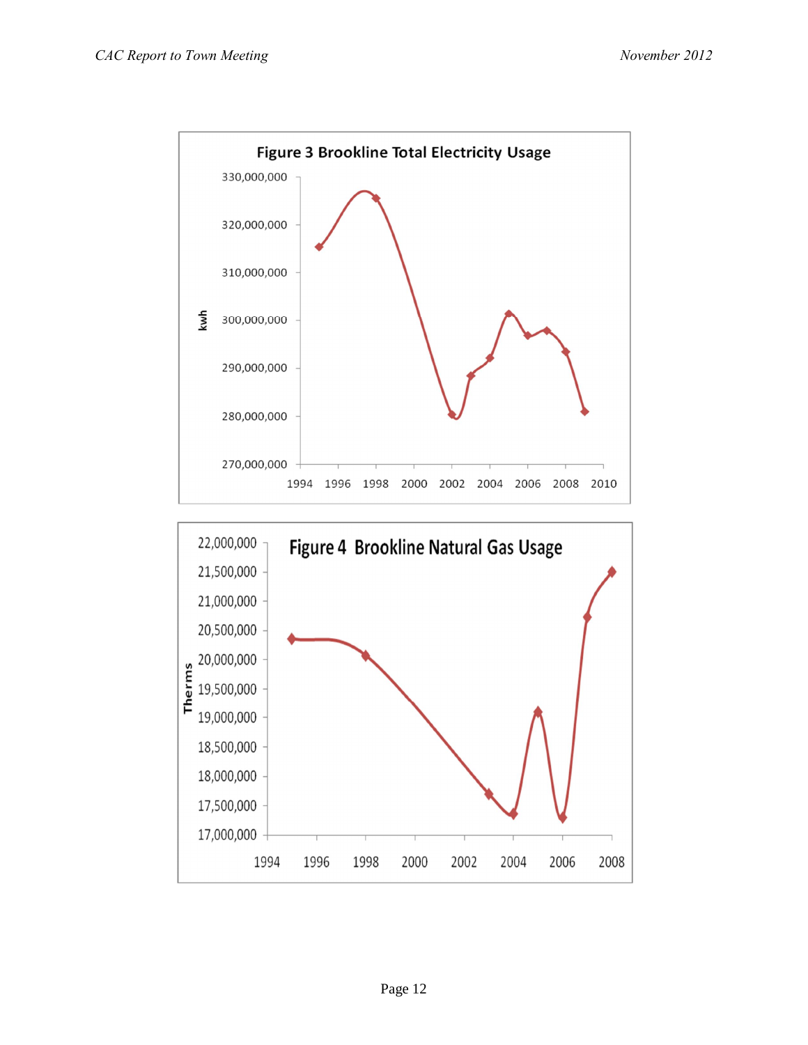Figure 3 Brookline Total Electricity Usage

kwh

330,000,000
320,000,000
310,000,000
300,000,000
290,000,000
280,000,000
270,000,000

1994 1996 1998 2000 2002 2004 2006 2008 2010

Figure 4 Brookline Natural Gas Usage

Therms

22,000,000
21,500,000
21,000,000
20,500,000
20,000,000
19,500,000
19,000,000
18,500,000
18,000,000
17,500,000
17,000,000

1994 1996 1998 2000 2002 2004 2006 2008